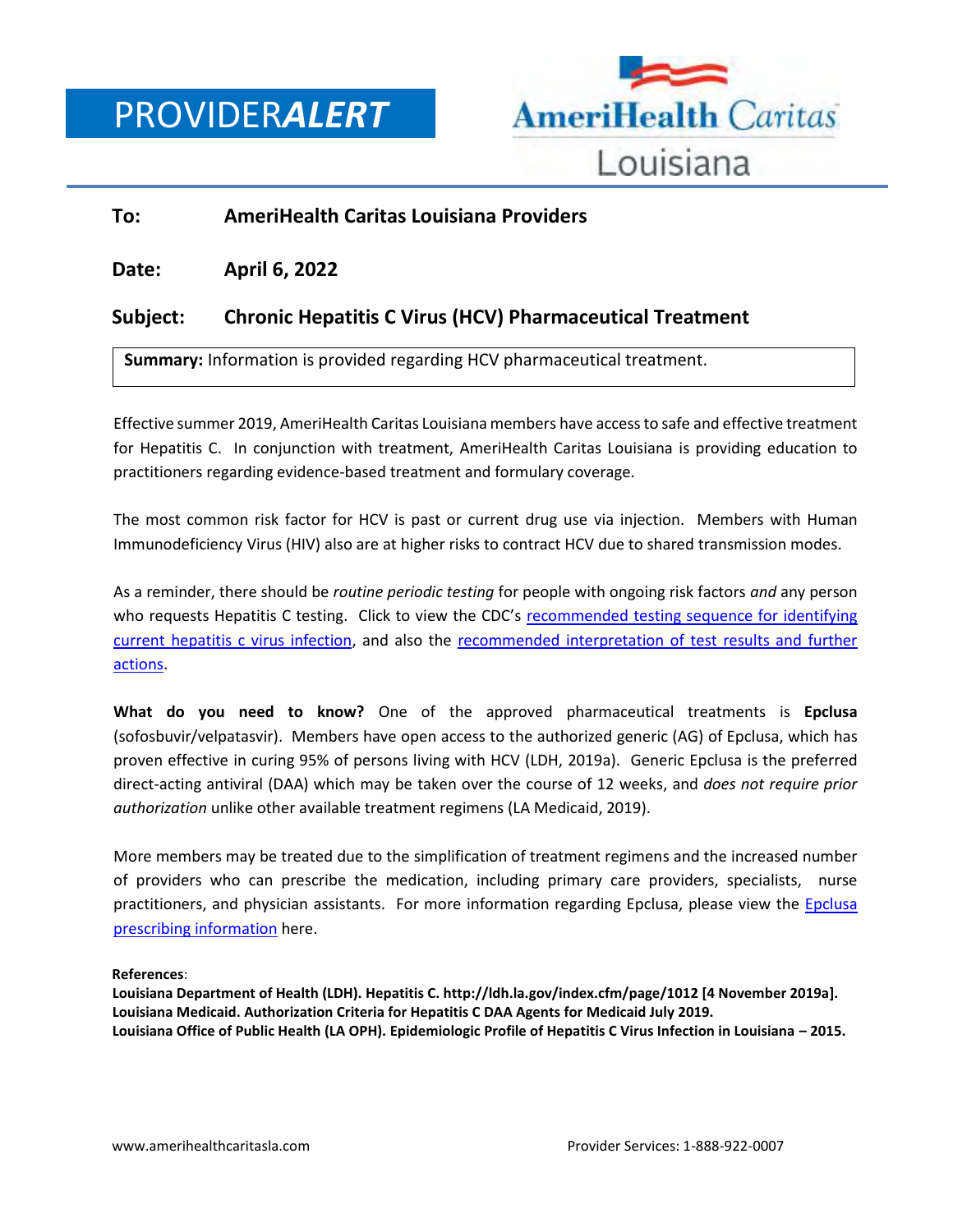# PROVIDER*ALERT*

AmeriHealth Caritas Louisiana

**To:** **AmeriHealth Caritas Louisiana Providers**

**Date:** **April 6, 2022**

**Subject:** **Chronic Hepatitis C Virus (HCV) Pharmaceutical Treatment**

**Summary:** Information is provided regarding HCV pharmaceutical treatment.

Effective summer 2019, AmeriHealth Caritas Louisiana members have access to safe and effective treatment for Hepatitis C. In conjunction with treatment, AmeriHealth Caritas Louisiana is providing education to practitioners regarding evidence-based treatment and formulary coverage.

The most common risk factor for HCV is past or current drug use via injection. Members with Human Immunodeficiency Virus (HIV) also are at higher risks to contract HCV due to shared transmission modes.

As a reminder, there should be *routine periodic testing* for people with ongoing risk factors *and* any person who requests Hepatitis C testing. Click to view the CDC's recommended testing sequence for identifying current hepatitis c virus infection, and also the recommended interpretation of test results and further actions.

**What do you need to know?** One of the approved pharmaceutical treatments is **Epclusa** (sofosbuvir/velpatasvir). Members have open access to the authorized generic (AG) of Epclusa, which has proven effective in curing 95% of persons living with HCV (LDH, 2019a). Generic Epclusa is the preferred direct-acting antiviral (DAA) which may be taken over the course of 12 weeks, and *does not require prior authorization* unlike other available treatment regimens (LA Medicaid, 2019).

More members may be treated due to the simplification of treatment regimens and the increased number of providers who can prescribe the medication, including primary care providers, specialists, nurse practitioners, and physician assistants. For more information regarding Epclusa, please view the Epclusa prescribing information here.

**References**:
**Louisiana Department of Health (LDH). Hepatitis C. http://ldh.la.gov/index.cfm/page/1012 [4 November 2019a].**
**Louisiana Medicaid. Authorization Criteria for Hepatitis C DAA Agents for Medicaid July 2019.**
**Louisiana Office of Public Health (LA OPH). Epidemiologic Profile of Hepatitis C Virus Infection in Louisiana – 2015.**

www.amerihealthcaritasla.com Provider Services: 1-888-922-0007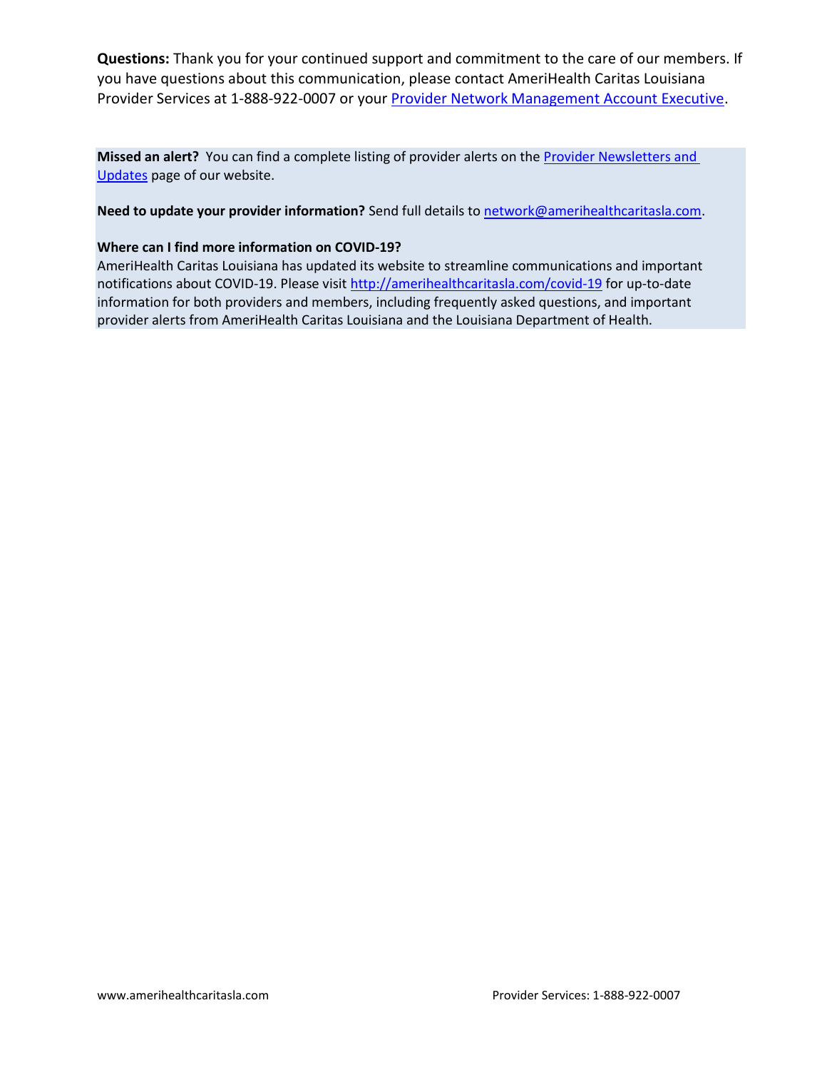**Questions:** Thank you for your continued support and commitment to the care of our members. If you have questions about this communication, please contact AmeriHealth Caritas Louisiana Provider Services at 1-888-922-0007 or your [Provider Network Management Account Executive](Provider Network Management Account Executive).

**Missed an alert?** You can find a complete listing of provider alerts on the [Provider Newsletters and Updates](Provider Newsletters and Updates) page of our website.

**Need to update your provider information?** Send full details to [network@amerihealthcaritasla.com](mailto:network@amerihealthcaritasla.com).

**Where can I find more information on COVID-19?**
AmeriHealth Caritas Louisiana has updated its website to streamline communications and important notifications about COVID-19. Please visit [http://amerihealthcaritasla.com/covid-19](http://amerihealthcaritasla.com/covid-19) for up-to-date information for both providers and members, including frequently asked questions, and important provider alerts from AmeriHealth Caritas Louisiana and the Louisiana Department of Health.